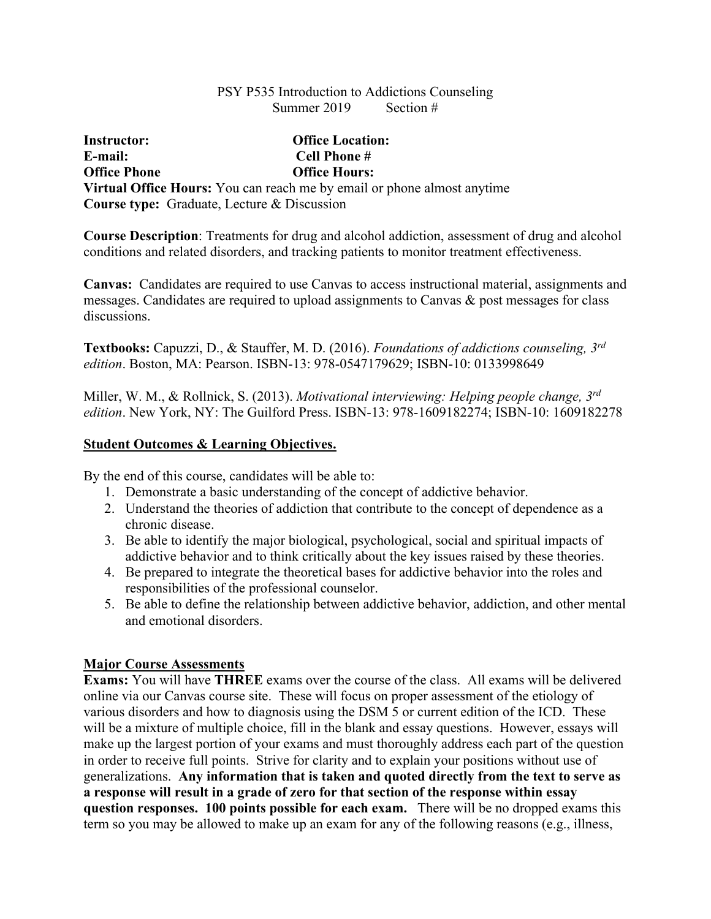PSY P535 Introduction to Addictions Counseling
Summer 2019          Section #

**Instructor:** **Office Location:**
**E-mail:** **Cell Phone #**
**Office Phone** **Office Hours:**
**Virtual Office Hours:** You can reach me by email or phone almost anytime
**Course type:** Graduate, Lecture & Discussion

**Course Description**: Treatments for drug and alcohol addiction, assessment of drug and alcohol conditions and related disorders, and tracking patients to monitor treatment effectiveness.

**Canvas:** Candidates are required to use Canvas to access instructional material, assignments and messages. Candidates are required to upload assignments to Canvas & post messages for class discussions.

**Textbooks:** Capuzzi, D., & Stauffer, M. D. (2016). *Foundations of addictions counseling, 3rd edition*. Boston, MA: Pearson. ISBN-13: 978-0547179629; ISBN-10: 0133998649

Miller, W. M., & Rollnick, S. (2013). *Motivational interviewing: Helping people change, 3rd edition*. New York, NY: The Guilford Press. ISBN-13: 978-1609182274; ISBN-10: 1609182278

**Student Outcomes & Learning Objectives.**

By the end of this course, candidates will be able to:

1. Demonstrate a basic understanding of the concept of addictive behavior.
2. Understand the theories of addiction that contribute to the concept of dependence as a chronic disease.
3. Be able to identify the major biological, psychological, social and spiritual impacts of addictive behavior and to think critically about the key issues raised by these theories.
4. Be prepared to integrate the theoretical bases for addictive behavior into the roles and responsibilities of the professional counselor.
5. Be able to define the relationship between addictive behavior, addiction, and other mental and emotional disorders.

**Major Course Assessments**

**Exams:** You will have **THREE** exams over the course of the class. All exams will be delivered online via our Canvas course site. These will focus on proper assessment of the etiology of various disorders and how to diagnosis using the DSM 5 or current edition of the ICD. These will be a mixture of multiple choice, fill in the blank and essay questions. However, essays will make up the largest portion of your exams and must thoroughly address each part of the question in order to receive full points. Strive for clarity and to explain your positions without use of generalizations. **Any information that is taken and quoted directly from the text to serve as a response will result in a grade of zero for that section of the response within essay question responses. 100 points possible for each exam.** There will be no dropped exams this term so you may be allowed to make up an exam for any of the following reasons (e.g., illness,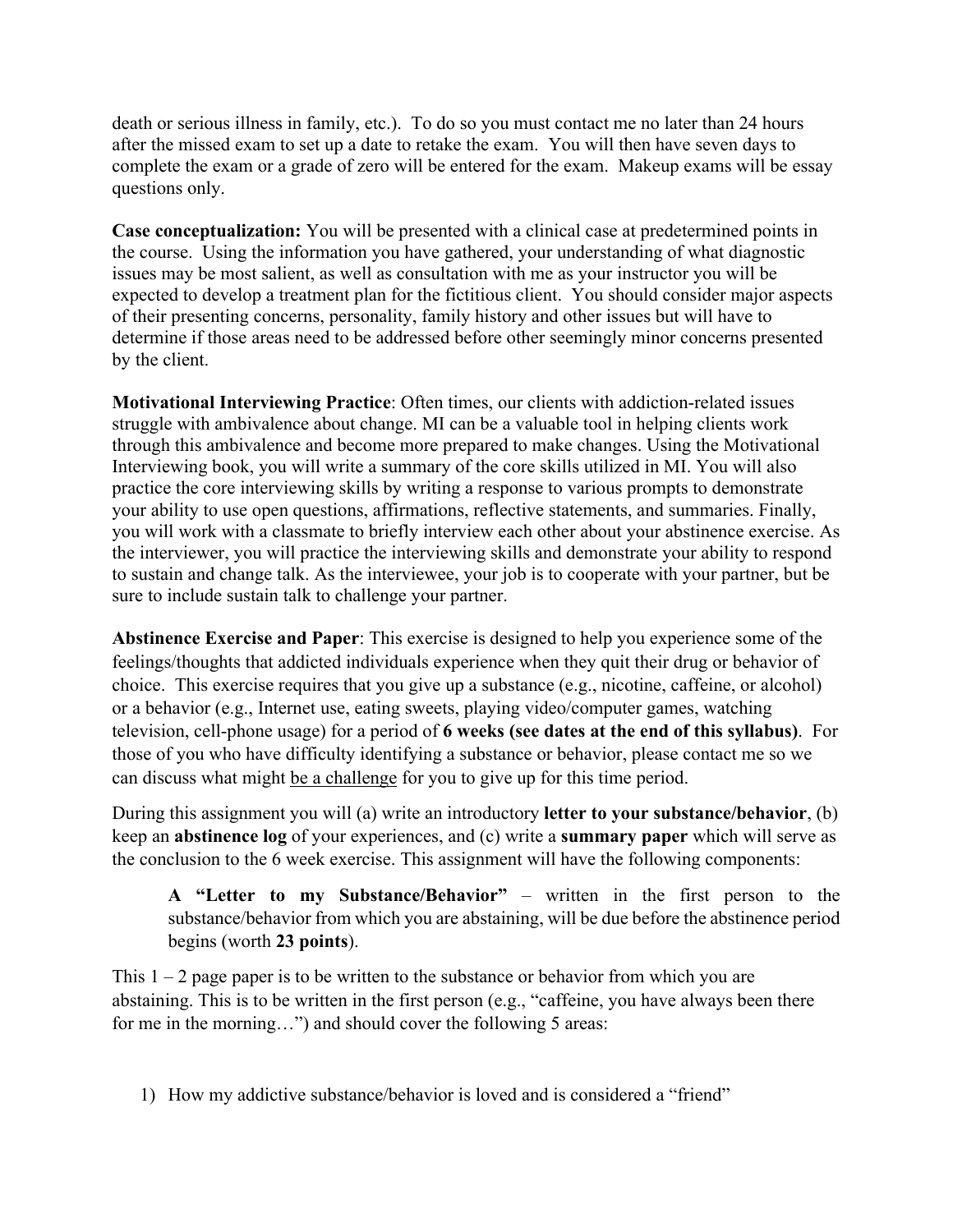death or serious illness in family, etc.). To do so you must contact me no later than 24 hours after the missed exam to set up a date to retake the exam. You will then have seven days to complete the exam or a grade of zero will be entered for the exam. Makeup exams will be essay questions only.

**Case conceptualization:** You will be presented with a clinical case at predetermined points in the course. Using the information you have gathered, your understanding of what diagnostic issues may be most salient, as well as consultation with me as your instructor you will be expected to develop a treatment plan for the fictitious client. You should consider major aspects of their presenting concerns, personality, family history and other issues but will have to determine if those areas need to be addressed before other seemingly minor concerns presented by the client.

**Motivational Interviewing Practice**: Often times, our clients with addiction-related issues struggle with ambivalence about change. MI can be a valuable tool in helping clients work through this ambivalence and become more prepared to make changes. Using the Motivational Interviewing book, you will write a summary of the core skills utilized in MI. You will also practice the core interviewing skills by writing a response to various prompts to demonstrate your ability to use open questions, affirmations, reflective statements, and summaries. Finally, you will work with a classmate to briefly interview each other about your abstinence exercise. As the interviewer, you will practice the interviewing skills and demonstrate your ability to respond to sustain and change talk. As the interviewee, your job is to cooperate with your partner, but be sure to include sustain talk to challenge your partner.

**Abstinence Exercise and Paper**: This exercise is designed to help you experience some of the feelings/thoughts that addicted individuals experience when they quit their drug or behavior of choice. This exercise requires that you give up a substance (e.g., nicotine, caffeine, or alcohol) or a behavior (e.g., Internet use, eating sweets, playing video/computer games, watching television, cell-phone usage) for a period of **6 weeks (see dates at the end of this syllabus)**. For those of you who have difficulty identifying a substance or behavior, please contact me so we can discuss what might <u>be a challenge</u> for you to give up for this time period.

During this assignment you will (a) write an introductory **letter to your substance/behavior**, (b) keep an **abstinence log** of your experiences, and (c) write a **summary paper** which will serve as the conclusion to the 6 week exercise. This assignment will have the following components:

> **A "Letter to my Substance/Behavior"** – written in the first person to the substance/behavior from which you are abstaining, will be due before the abstinence period begins (worth **23 points**).

This 1 – 2 page paper is to be written to the substance or behavior from which you are abstaining. This is to be written in the first person (e.g., "caffeine, you have always been there for me in the morning…") and should cover the following 5 areas:

1) How my addictive substance/behavior is loved and is considered a "friend"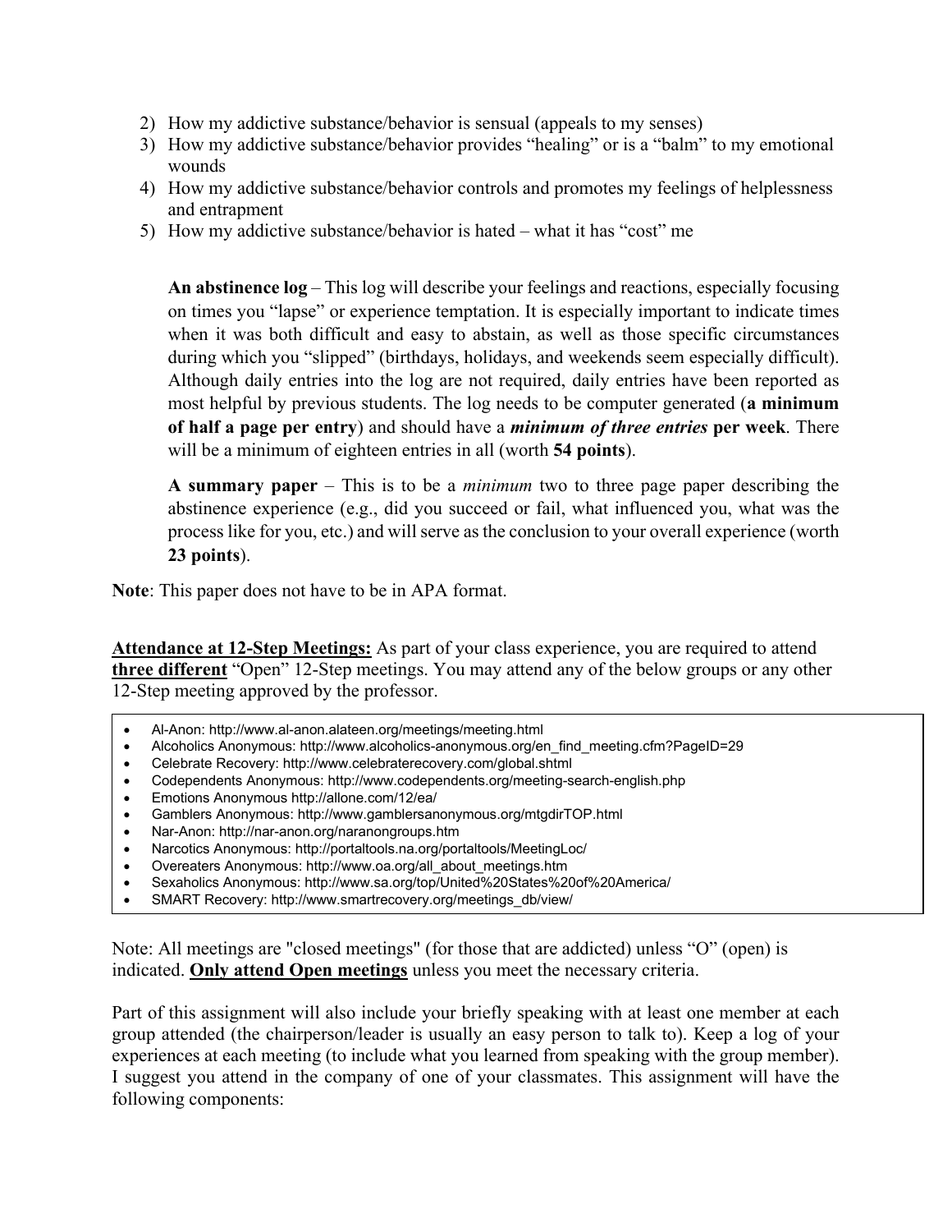2) How my addictive substance/behavior is sensual (appeals to my senses)
3) How my addictive substance/behavior provides "healing" or is a "balm" to my emotional wounds
4) How my addictive substance/behavior controls and promotes my feelings of helplessness and entrapment
5) How my addictive substance/behavior is hated – what it has "cost" me

**An abstinence log** – This log will describe your feelings and reactions, especially focusing on times you "lapse" or experience temptation. It is especially important to indicate times when it was both difficult and easy to abstain, as well as those specific circumstances during which you "slipped" (birthdays, holidays, and weekends seem especially difficult). Although daily entries into the log are not required, daily entries have been reported as most helpful by previous students. The log needs to be computer generated (**a minimum of half a page per entry**) and should have a ***minimum of three entries*** **per week**. There will be a minimum of eighteen entries in all (worth **54 points**).

**A summary paper** – This is to be a *minimum* two to three page paper describing the abstinence experience (e.g., did you succeed or fail, what influenced you, what was the process like for you, etc.) and will serve as the conclusion to your overall experience (worth **23 points**).

**Note**: This paper does not have to be in APA format.

**<u>Attendance at 12-Step Meetings:</u>** As part of your class experience, you are required to attend **<u>three different</u>** "Open" 12-Step meetings. You may attend any of the below groups or any other 12-Step meeting approved by the professor.

- Al-Anon: http://www.al-anon.alateen.org/meetings/meeting.html
- Alcoholics Anonymous: http://www.alcoholics-anonymous.org/en_find_meeting.cfm?PageID=29
- Celebrate Recovery: http://www.celebraterecovery.com/global.shtml
- Codependents Anonymous: http://www.codependents.org/meeting-search-english.php
- Emotions Anonymous http://allone.com/12/ea/
- Gamblers Anonymous: http://www.gamblersanonymous.org/mtgdirTOP.html
- Nar-Anon: http://nar-anon.org/naranongroups.htm
- Narcotics Anonymous: http://portaltools.na.org/portaltools/MeetingLoc/
- Overeaters Anonymous: http://www.oa.org/all_about_meetings.htm
- Sexaholics Anonymous: http://www.sa.org/top/United%20States%20of%20America/
- SMART Recovery: http://www.smartrecovery.org/meetings_db/view/

Note: All meetings are "closed meetings" (for those that are addicted) unless "O" (open) is indicated. **<u>Only attend Open meetings</u>** unless you meet the necessary criteria.

Part of this assignment will also include your briefly speaking with at least one member at each group attended (the chairperson/leader is usually an easy person to talk to). Keep a log of your experiences at each meeting (to include what you learned from speaking with the group member). I suggest you attend in the company of one of your classmates. This assignment will have the following components: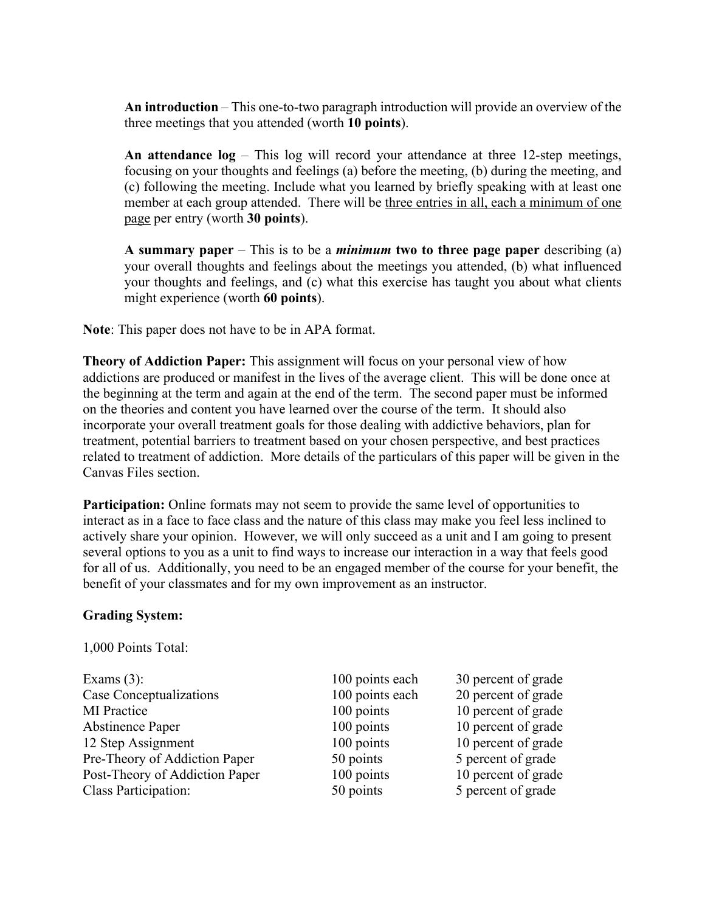**An introduction** – This one-to-two paragraph introduction will provide an overview of the three meetings that you attended (worth **10 points**).

**An attendance log** – This log will record your attendance at three 12-step meetings, focusing on your thoughts and feelings (a) before the meeting, (b) during the meeting, and (c) following the meeting. Include what you learned by briefly speaking with at least one member at each group attended. There will be <u>three entries in all, each a minimum of one page</u> per entry (worth **30 points**).

**A summary paper** – This is to be a ***minimum*** **two to three page paper** describing (a) your overall thoughts and feelings about the meetings you attended, (b) what influenced your thoughts and feelings, and (c) what this exercise has taught you about what clients might experience (worth **60 points**).

**Note**: This paper does not have to be in APA format.

**Theory of Addiction Paper:** This assignment will focus on your personal view of how addictions are produced or manifest in the lives of the average client. This will be done once at the beginning at the term and again at the end of the term. The second paper must be informed on the theories and content you have learned over the course of the term. It should also incorporate your overall treatment goals for those dealing with addictive behaviors, plan for treatment, potential barriers to treatment based on your chosen perspective, and best practices related to treatment of addiction. More details of the particulars of this paper will be given in the Canvas Files section.

**Participation:** Online formats may not seem to provide the same level of opportunities to interact as in a face to face class and the nature of this class may make you feel less inclined to actively share your opinion. However, we will only succeed as a unit and I am going to present several options to you as a unit to find ways to increase our interaction in a way that feels good for all of us. Additionally, you need to be an engaged member of the course for your benefit, the benefit of your classmates and for my own improvement as an instructor.

**Grading System:**

1,000 Points Total:

| | | |
|---|---|---|
| Exams (3): | 100 points each | 30 percent of grade |
| Case Conceptualizations | 100 points each | 20 percent of grade |
| MI Practice | 100 points | 10 percent of grade |
| Abstinence Paper | 100 points | 10 percent of grade |
| 12 Step Assignment | 100 points | 10 percent of grade |
| Pre-Theory of Addiction Paper | 50 points | 5 percent of grade |
| Post-Theory of Addiction Paper | 100 points | 10 percent of grade |
| Class Participation: | 50 points | 5 percent of grade |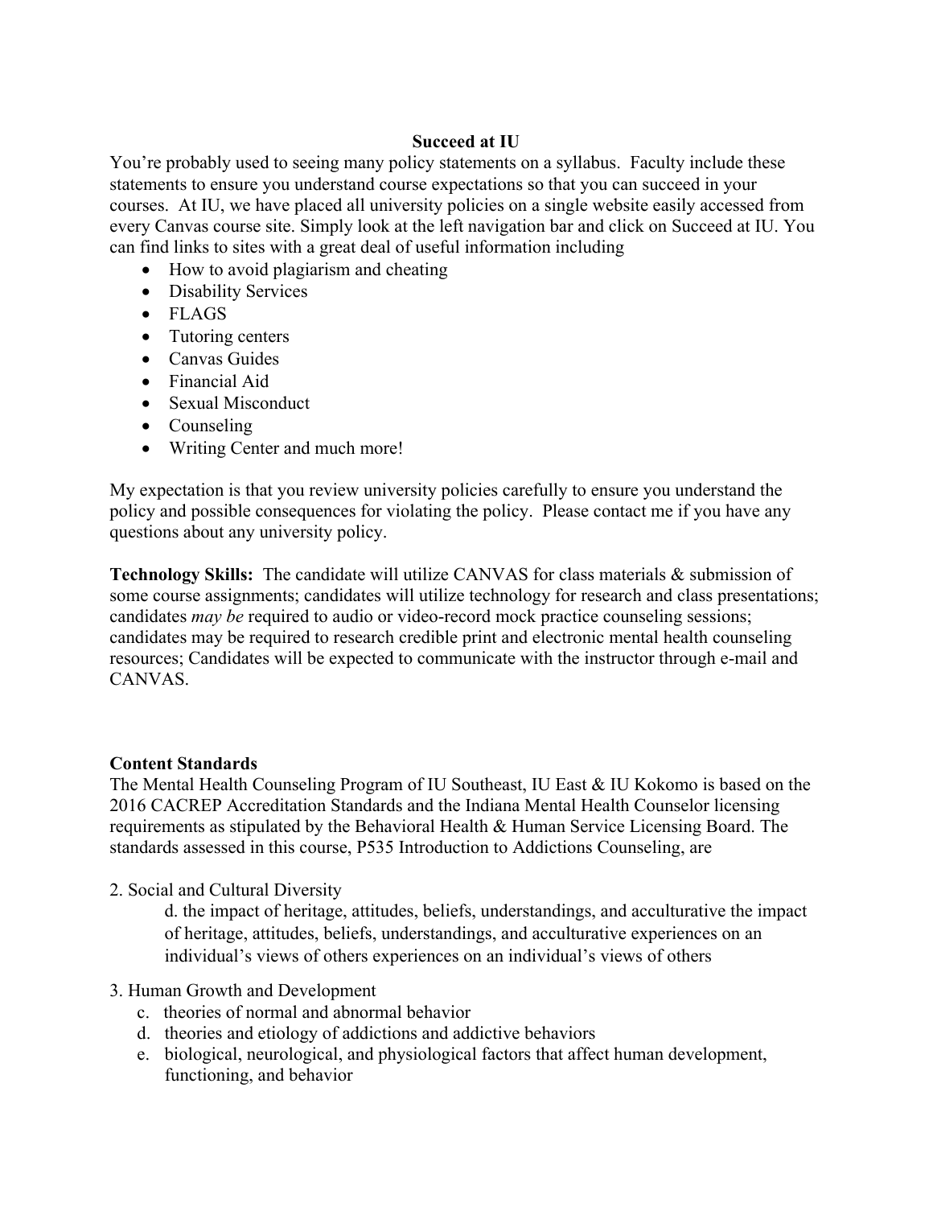**Succeed at IU**

You're probably used to seeing many policy statements on a syllabus. Faculty include these statements to ensure you understand course expectations so that you can succeed in your courses. At IU, we have placed all university policies on a single website easily accessed from every Canvas course site. Simply look at the left navigation bar and click on Succeed at IU. You can find links to sites with a great deal of useful information including

- How to avoid plagiarism and cheating
- Disability Services
- FLAGS
- Tutoring centers
- Canvas Guides
- Financial Aid
- Sexual Misconduct
- Counseling
- Writing Center and much more!

My expectation is that you review university policies carefully to ensure you understand the policy and possible consequences for violating the policy. Please contact me if you have any questions about any university policy.

**Technology Skills:** The candidate will utilize CANVAS for class materials & submission of some course assignments; candidates will utilize technology for research and class presentations; candidates *may be* required to audio or video-record mock practice counseling sessions; candidates may be required to research credible print and electronic mental health counseling resources; Candidates will be expected to communicate with the instructor through e-mail and CANVAS.

**Content Standards**

The Mental Health Counseling Program of IU Southeast, IU East & IU Kokomo is based on the 2016 CACREP Accreditation Standards and the Indiana Mental Health Counselor licensing requirements as stipulated by the Behavioral Health & Human Service Licensing Board. The standards assessed in this course, P535 Introduction to Addictions Counseling, are

2. Social and Cultural Diversity

   d. the impact of heritage, attitudes, beliefs, understandings, and acculturative the impact of heritage, attitudes, beliefs, understandings, and acculturative experiences on an individual's views of others experiences on an individual's views of others

3. Human Growth and Development

   c. theories of normal and abnormal behavior
   d. theories and etiology of addictions and addictive behaviors
   e. biological, neurological, and physiological factors that affect human development, functioning, and behavior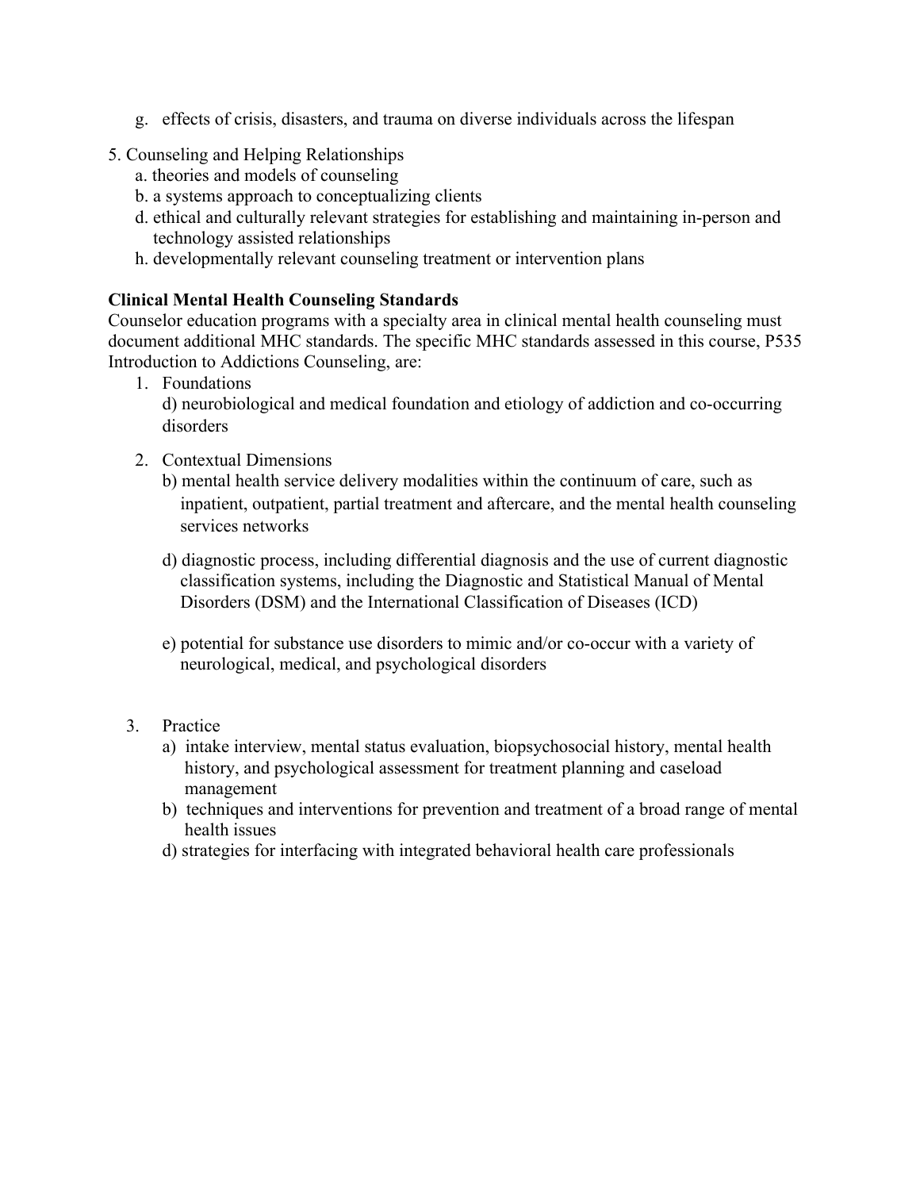g. effects of crisis, disasters, and trauma on diverse individuals across the lifespan

5. Counseling and Helping Relationships
   a. theories and models of counseling
   b. a systems approach to conceptualizing clients
   d. ethical and culturally relevant strategies for establishing and maintaining in-person and technology assisted relationships
   h. developmentally relevant counseling treatment or intervention plans

**Clinical Mental Health Counseling Standards**

Counselor education programs with a specialty area in clinical mental health counseling must document additional MHC standards. The specific MHC standards assessed in this course, P535 Introduction to Addictions Counseling, are:

1. Foundations
   d) neurobiological and medical foundation and etiology of addiction and co-occurring disorders

2. Contextual Dimensions
   b) mental health service delivery modalities within the continuum of care, such as inpatient, outpatient, partial treatment and aftercare, and the mental health counseling services networks

   d) diagnostic process, including differential diagnosis and the use of current diagnostic classification systems, including the Diagnostic and Statistical Manual of Mental Disorders (DSM) and the International Classification of Diseases (ICD)

   e) potential for substance use disorders to mimic and/or co-occur with a variety of neurological, medical, and psychological disorders

3. Practice
   a) intake interview, mental status evaluation, biopsychosocial history, mental health history, and psychological assessment for treatment planning and caseload management
   b) techniques and interventions for prevention and treatment of a broad range of mental health issues
   d) strategies for interfacing with integrated behavioral health care professionals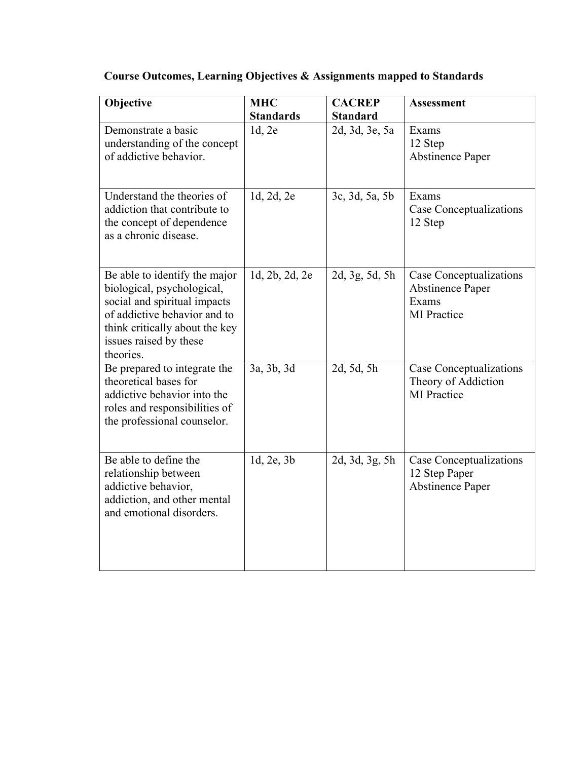**Course Outcomes, Learning Objectives & Assignments mapped to Standards**

| Objective | MHC Standards | CACREP Standard | Assessment |
|---|---|---|---|
| Demonstrate a basic understanding of the concept of addictive behavior. | 1d, 2e | 2d, 3d, 3e, 5a | Exams<br>12 Step<br>Abstinence Paper |
| Understand the theories of addiction that contribute to the concept of dependence as a chronic disease. | 1d, 2d, 2e | 3c, 3d, 5a, 5b | Exams<br>Case Conceptualizations<br>12 Step |
| Be able to identify the major biological, psychological, social and spiritual impacts of addictive behavior and to think critically about the key issues raised by these theories. | 1d, 2b, 2d, 2e | 2d, 3g, 5d, 5h | Case Conceptualizations<br>Abstinence Paper<br>Exams<br>MI Practice |
| Be prepared to integrate the theoretical bases for addictive behavior into the roles and responsibilities of the professional counselor. | 3a, 3b, 3d | 2d, 5d, 5h | Case Conceptualizations<br>Theory of Addiction<br>MI Practice |
| Be able to define the relationship between addictive behavior, addiction, and other mental and emotional disorders. | 1d, 2e, 3b | 2d, 3d, 3g, 5h | Case Conceptualizations<br>12 Step Paper<br>Abstinence Paper |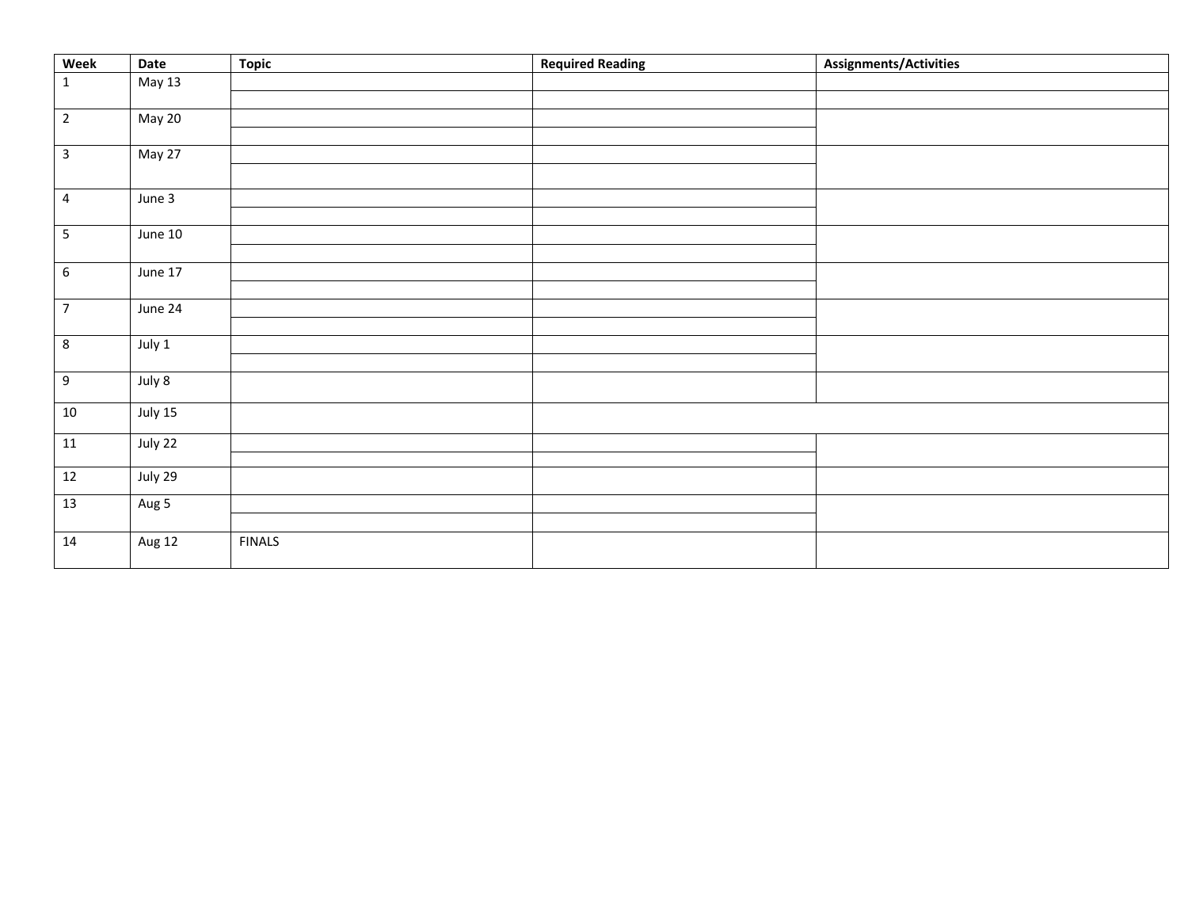| Week | Date | Topic | Required Reading | Assignments/Activities |
|---|---|---|---|---|
| 1 | May 13 | | | |
| | | | | |
| 2 | May 20 | | | |
| | | | | |
| 3 | May 27 | | | |
| | | | | |
| 4 | June 3 | | | |
| | | | | |
| 5 | June 10 | | | |
| | | | | |
| 6 | June 17 | | | |
| | | | | |
| 7 | June 24 | | | |
| | | | | |
| 8 | July 1 | | | |
| | | | | |
| 9 | July 8 | | | |
| 10 | July 15 | | | |
| 11 | July 22 | | | |
| | | | | |
| 12 | July 29 | | | |
| 13 | Aug 5 | | | |
| | | | | |
| 14 | Aug 12 | FINALS | | |